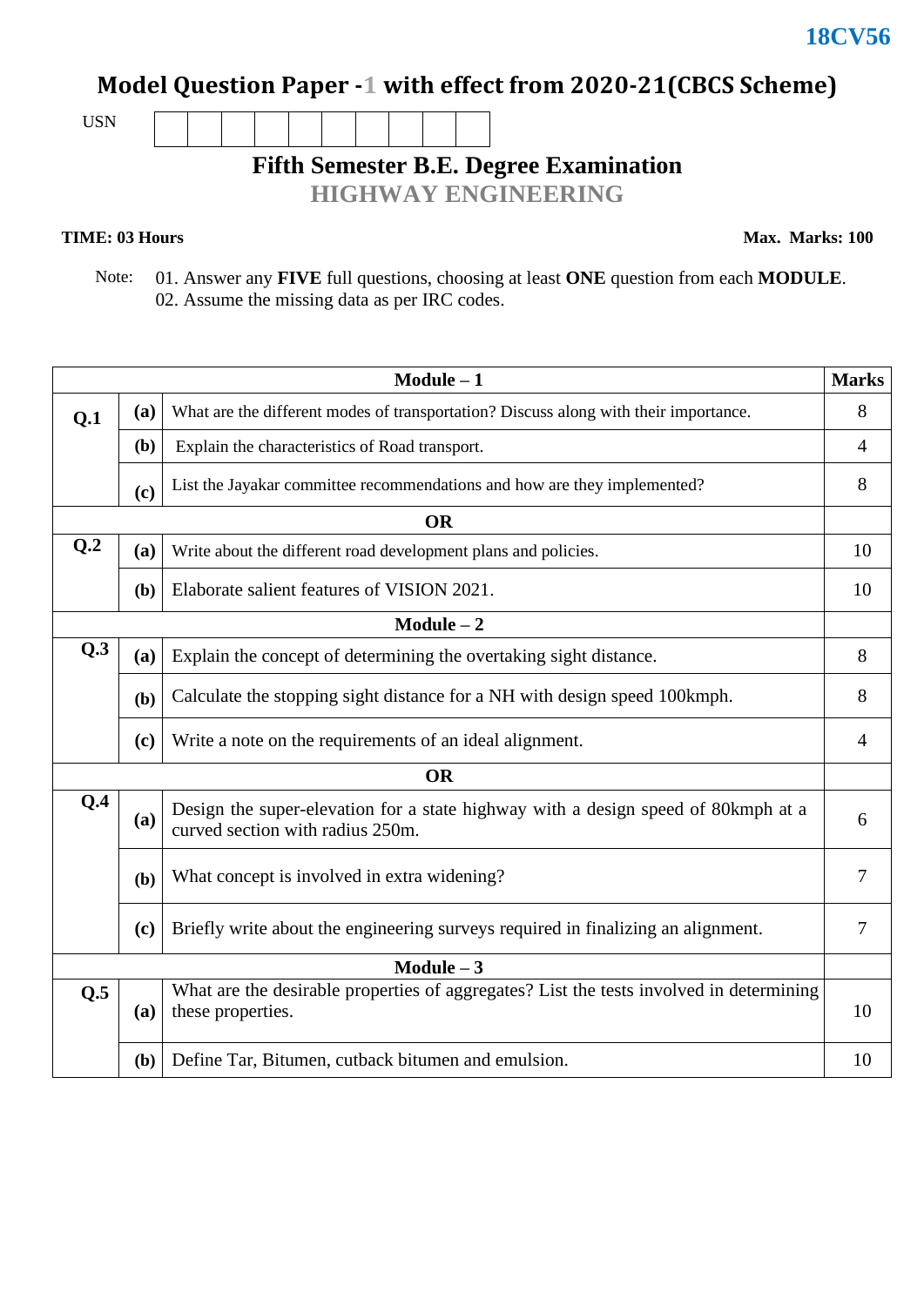18CV56

# Model Question Paper -1 with effect from 2020-21(CBCS Scheme)

USN

## Fifth Semester B.E. Degree Examination

## HIGHWAY ENGINEERING

**TIME: 03 Hours** **Max. Marks: 100**

Note: 01. Answer any **FIVE** full questions, choosing at least **ONE** question from each **MODULE**.
02. Assume the missing data as per IRC codes.

| | | **Module – 1** | **Marks** |
|---|---|---|---|
| **Q.1** | **(a)** | What are the different modes of transportation? Discuss along with their importance. | 8 |
| | **(b)** | Explain the characteristics of Road transport. | 4 |
| | **(c)** | List the Jayakar committee recommendations and how are they implemented? | 8 |
| | | **OR** | |
| **Q.2** | **(a)** | Write about the different road development plans and policies. | 10 |
| | **(b)** | Elaborate salient features of VISION 2021. | 10 |
| | | **Module – 2** | |
| **Q.3** | **(a)** | Explain the concept of determining the overtaking sight distance. | 8 |
| | **(b)** | Calculate the stopping sight distance for a NH with design speed 100kmph. | 8 |
| | **(c)** | Write a note on the requirements of an ideal alignment. | 4 |
| | | **OR** | |
| **Q.4** | **(a)** | Design the super-elevation for a state highway with a design speed of 80kmph at a curved section with radius 250m. | 6 |
| | **(b)** | What concept is involved in extra widening? | 7 |
| | **(c)** | Briefly write about the engineering surveys required in finalizing an alignment. | 7 |
| | | **Module – 3** | |
| **Q.5** | **(a)** | What are the desirable properties of aggregates? List the tests involved in determining these properties. | 10 |
| | **(b)** | Define Tar, Bitumen, cutback bitumen and emulsion. | 10 |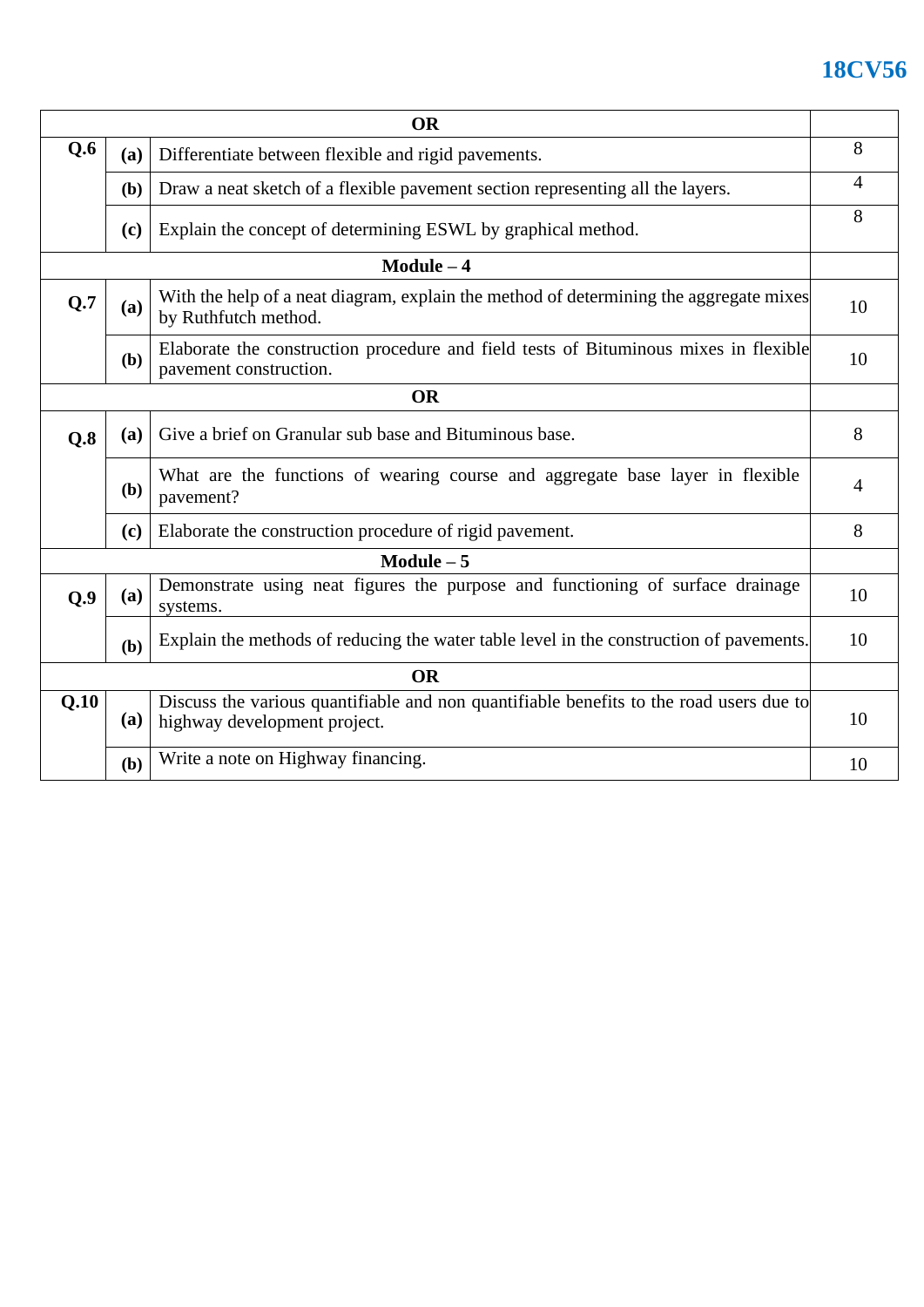| | | OR | |
|---|---|---|---|
| **Q.6** | **(a)** | Differentiate between flexible and rigid pavements. | 8 |
| | **(b)** | Draw a neat sketch of a flexible pavement section representing all the layers. | 4 |
| | **(c)** | Explain the concept of determining ESWL by graphical method. | 8 |
| | | **Module – 4** | |
| **Q.7** | **(a)** | With the help of a neat diagram, explain the method of determining the aggregate mixes by Ruthfutch method. | 10 |
| | **(b)** | Elaborate the construction procedure and field tests of Bituminous mixes in flexible pavement construction. | 10 |
| | | **OR** | |
| **Q.8** | **(a)** | Give a brief on Granular sub base and Bituminous base. | 8 |
| | **(b)** | What are the functions of wearing course and aggregate base layer in flexible pavement? | 4 |
| | **(c)** | Elaborate the construction procedure of rigid pavement. | 8 |
| | | **Module – 5** | |
| **Q.9** | **(a)** | Demonstrate using neat figures the purpose and functioning of surface drainage systems. | 10 |
| | **(b)** | Explain the methods of reducing the water table level in the construction of pavements. | 10 |
| | | **OR** | |
| **Q.10** | **(a)** | Discuss the various quantifiable and non quantifiable benefits to the road users due to highway development project. | 10 |
| | **(b)** | Write a note on Highway financing. | 10 |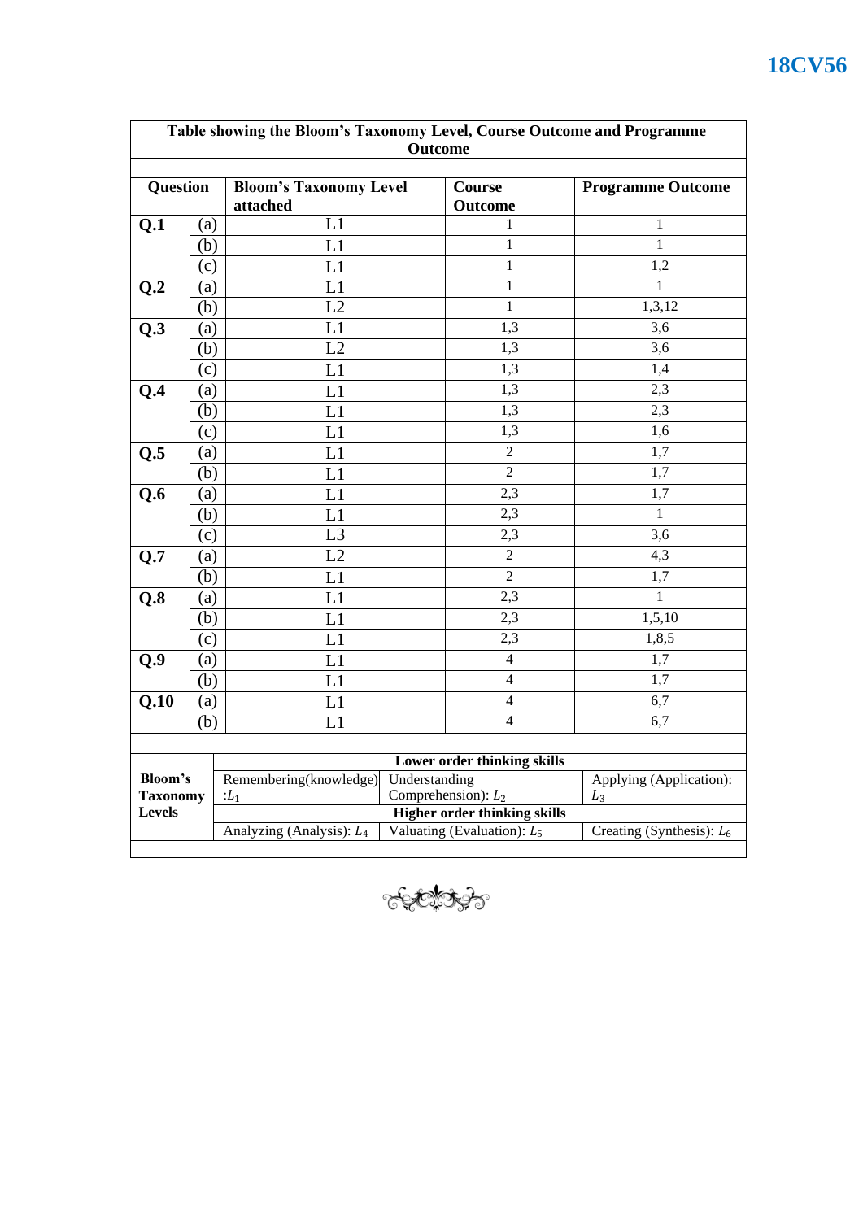**Table showing the Bloom's Taxonomy Level, Course Outcome and Programme Outcome**

| Question | | Bloom's Taxonomy Level attached | Course Outcome | Programme Outcome |
|---|---|---|---|---|
| **Q.1** | (a) | L1 | 1 | 1 |
| | (b) | L1 | 1 | 1 |
| | (c) | L1 | 1 | 1,2 |
| **Q.2** | (a) | L1 | 1 | 1 |
| | (b) | L2 | 1 | 1,3,12 |
| **Q.3** | (a) | L1 | 1,3 | 3,6 |
| | (b) | L2 | 1,3 | 3,6 |
| | (c) | L1 | 1,3 | 1,4 |
| **Q.4** | (a) | L1 | 1,3 | 2,3 |
| | (b) | L1 | 1,3 | 2,3 |
| | (c) | L1 | 1,3 | 1,6 |
| **Q.5** | (a) | L1 | 2 | 1,7 |
| | (b) | L1 | 2 | 1,7 |
| **Q.6** | (a) | L1 | 2,3 | 1,7 |
| | (b) | L1 | 2,3 | 1 |
| | (c) | L3 | 2,3 | 3,6 |
| **Q.7** | (a) | L2 | 2 | 4,3 |
| | (b) | L1 | 2 | 1,7 |
| **Q.8** | (a) | L1 | 2,3 | 1 |
| | (b) | L1 | 2,3 | 1,5,10 |
| | (c) | L1 | 2,3 | 1,8,5 |
| **Q.9** | (a) | L1 | 4 | 1,7 |
| | (b) | L1 | 4 | 1,7 |
| **Q.10** | (a) | L1 | 4 | 6,7 |
| | (b) | L1 | 4 | 6,7 |

| | | | |
|---|---|---|---|
| **Bloom's Taxonomy Levels** | **Lower order thinking skills** | | |
| | Remembering(knowledge): $L_1$ | Understanding Comprehension): $L_2$ | Applying (Application): $L_3$ |
| | **Higher order thinking skills** | | |
| | Analyzing (Analysis): $L_4$ | Valuating (Evaluation): $L_5$ | Creating (Synthesis): $L_6$ |